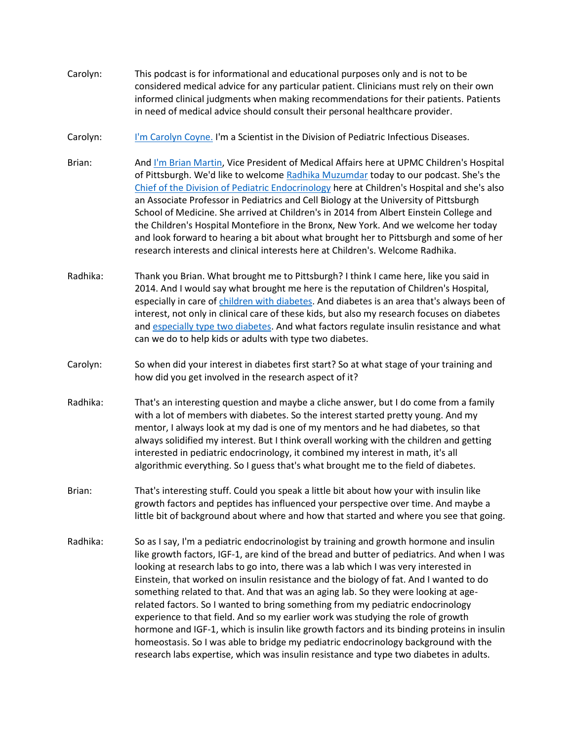Carolyn: This podcast is for informational and educational purposes only and is not to be considered medical advice for any particular patient. Clinicians must rely on their own informed clinical judgments when making recommendations for their patients. Patients in need of medical advice should consult their personal healthcare provider.

Carolyn: I'm Carolyn Coyne. I'm a Scientist in the Division of Pediatric Infectious Diseases.

Brian: And I'm Brian Martin, Vice President of Medical Affairs here at UPMC Children's Hospital of Pittsburgh. We'd like to welcome Radhika Muzumdar today to our podcast. She's the Chief of the Division of Pediatric Endocrinology here at Children's Hospital and she's also an Associate Professor in Pediatrics and Cell Biology at the University of Pittsburgh School of Medicine. She arrived at Children's in 2014 from Albert Einstein College and the Children's Hospital Montefiore in the Bronx, New York. And we welcome her today and look forward to hearing a bit about what brought her to Pittsburgh and some of her research interests and clinical interests here at Children's. Welcome Radhika.

Radhika: Thank you Brian. What brought me to Pittsburgh? I think I came here, like you said in 2014. And I would say what brought me here is the reputation of Children's Hospital, especially in care of children with diabetes. And diabetes is an area that's always been of interest, not only in clinical care of these kids, but also my research focuses on diabetes and especially type two diabetes. And what factors regulate insulin resistance and what can we do to help kids or adults with type two diabetes.

Carolyn: So when did your interest in diabetes first start? So at what stage of your training and how did you get involved in the research aspect of it?

Radhika: That's an interesting question and maybe a cliche answer, but I do come from a family with a lot of members with diabetes. So the interest started pretty young. And my mentor, I always look at my dad is one of my mentors and he had diabetes, so that always solidified my interest. But I think overall working with the children and getting interested in pediatric endocrinology, it combined my interest in math, it's all algorithmic everything. So I guess that's what brought me to the field of diabetes.

Brian: That's interesting stuff. Could you speak a little bit about how your with insulin like growth factors and peptides has influenced your perspective over time. And maybe a little bit of background about where and how that started and where you see that going.

Radhika: So as I say, I'm a pediatric endocrinologist by training and growth hormone and insulin like growth factors, IGF-1, are kind of the bread and butter of pediatrics. And when I was looking at research labs to go into, there was a lab which I was very interested in Einstein, that worked on insulin resistance and the biology of fat. And I wanted to do something related to that. And that was an aging lab. So they were looking at age-related factors. So I wanted to bring something from my pediatric endocrinology experience to that field. And so my earlier work was studying the role of growth hormone and IGF-1, which is insulin like growth factors and its binding proteins in insulin homeostasis. So I was able to bridge my pediatric endocrinology background with the research labs expertise, which was insulin resistance and type two diabetes in adults.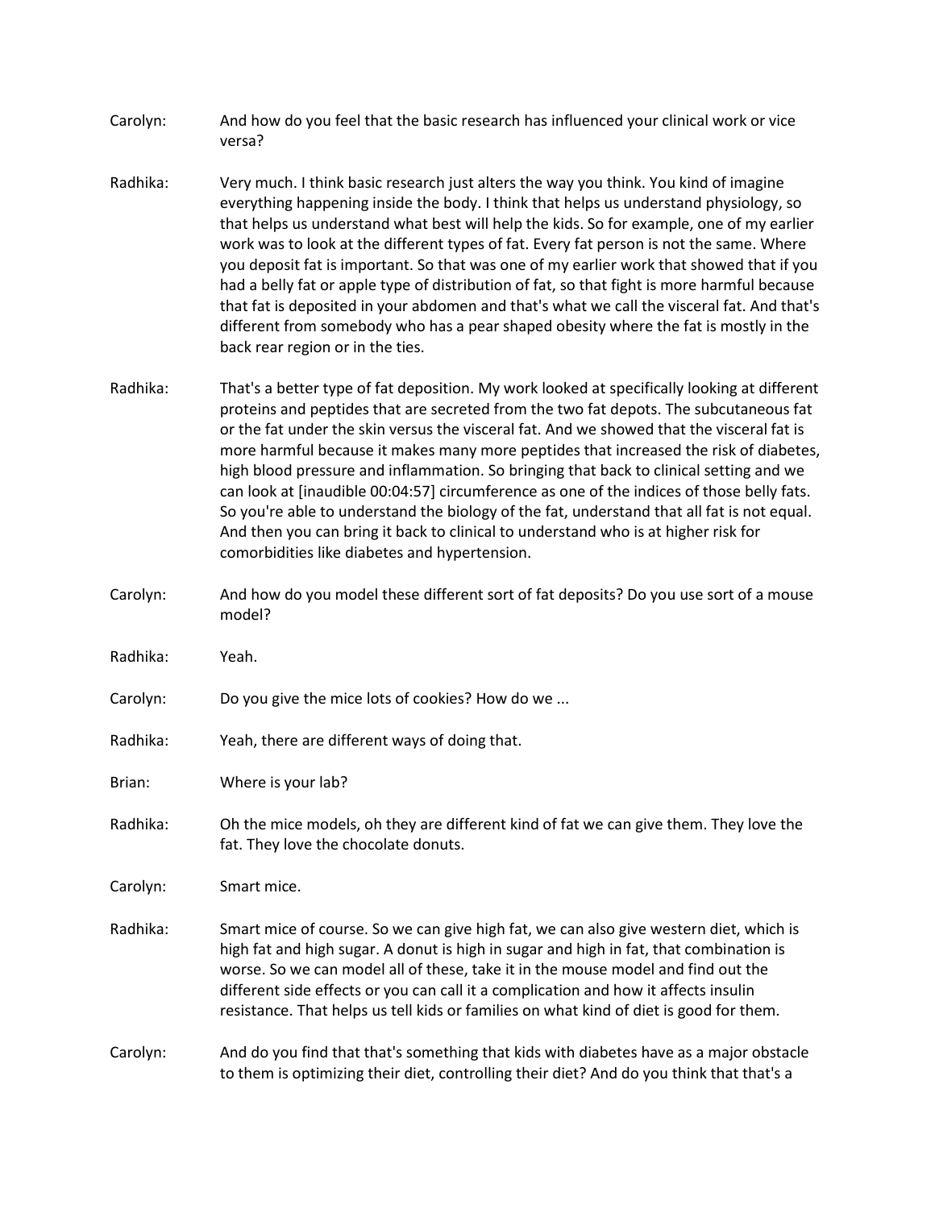Carolyn: And how do you feel that the basic research has influenced your clinical work or vice versa?

Radhika: Very much. I think basic research just alters the way you think. You kind of imagine everything happening inside the body. I think that helps us understand physiology, so that helps us understand what best will help the kids. So for example, one of my earlier work was to look at the different types of fat. Every fat person is not the same. Where you deposit fat is important. So that was one of my earlier work that showed that if you had a belly fat or apple type of distribution of fat, so that fight is more harmful because that fat is deposited in your abdomen and that's what we call the visceral fat. And that's different from somebody who has a pear shaped obesity where the fat is mostly in the back rear region or in the ties.

Radhika: That's a better type of fat deposition. My work looked at specifically looking at different proteins and peptides that are secreted from the two fat depots. The subcutaneous fat or the fat under the skin versus the visceral fat. And we showed that the visceral fat is more harmful because it makes many more peptides that increased the risk of diabetes, high blood pressure and inflammation. So bringing that back to clinical setting and we can look at [inaudible 00:04:57] circumference as one of the indices of those belly fats. So you're able to understand the biology of the fat, understand that all fat is not equal. And then you can bring it back to clinical to understand who is at higher risk for comorbidities like diabetes and hypertension.

Carolyn: And how do you model these different sort of fat deposits? Do you use sort of a mouse model?

Radhika: Yeah.

Carolyn: Do you give the mice lots of cookies? How do we ...

Radhika: Yeah, there are different ways of doing that.

Brian: Where is your lab?

Radhika: Oh the mice models, oh they are different kind of fat we can give them. They love the fat. They love the chocolate donuts.

Carolyn: Smart mice.

Radhika: Smart mice of course. So we can give high fat, we can also give western diet, which is high fat and high sugar. A donut is high in sugar and high in fat, that combination is worse. So we can model all of these, take it in the mouse model and find out the different side effects or you can call it a complication and how it affects insulin resistance. That helps us tell kids or families on what kind of diet is good for them.

Carolyn: And do you find that that's something that kids with diabetes have as a major obstacle to them is optimizing their diet, controlling their diet? And do you think that that's a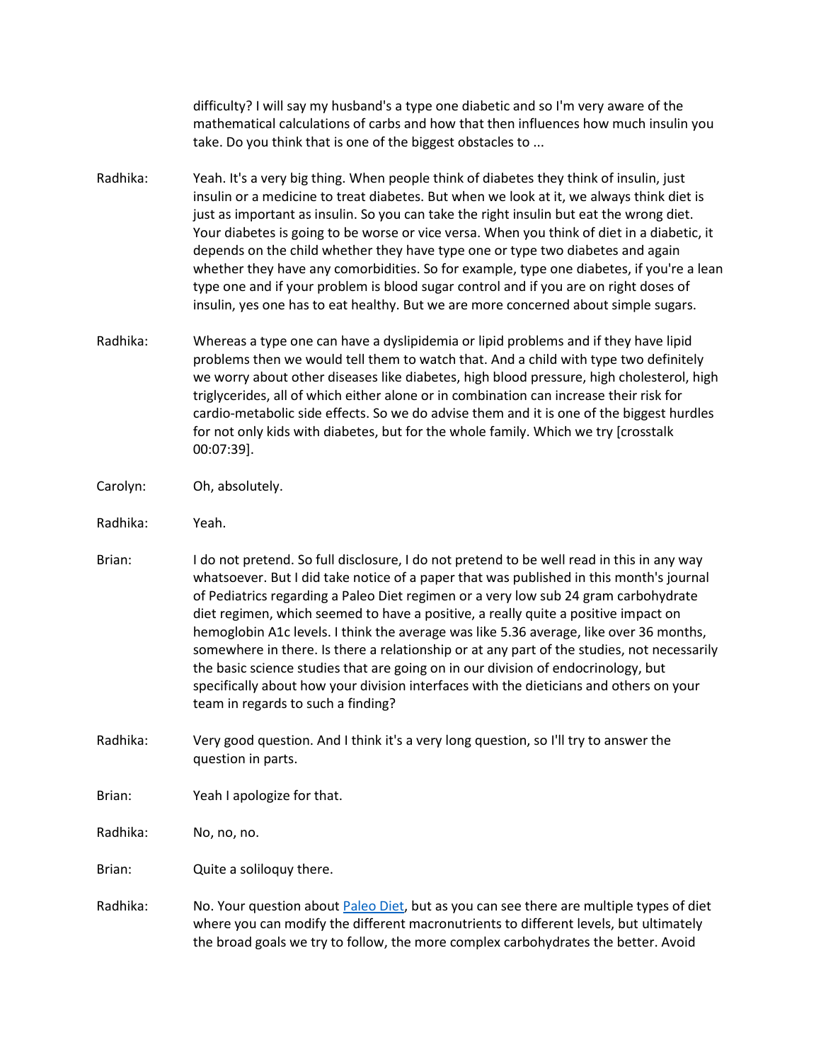difficulty? I will say my husband's a type one diabetic and so I'm very aware of the mathematical calculations of carbs and how that then influences how much insulin you take. Do you think that is one of the biggest obstacles to ...

Radhika: Yeah. It's a very big thing. When people think of diabetes they think of insulin, just insulin or a medicine to treat diabetes. But when we look at it, we always think diet is just as important as insulin. So you can take the right insulin but eat the wrong diet. Your diabetes is going to be worse or vice versa. When you think of diet in a diabetic, it depends on the child whether they have type one or type two diabetes and again whether they have any comorbidities. So for example, type one diabetes, if you're a lean type one and if your problem is blood sugar control and if you are on right doses of insulin, yes one has to eat healthy. But we are more concerned about simple sugars.

Radhika: Whereas a type one can have a dyslipidemia or lipid problems and if they have lipid problems then we would tell them to watch that. And a child with type two definitely we worry about other diseases like diabetes, high blood pressure, high cholesterol, high triglycerides, all of which either alone or in combination can increase their risk for cardio-metabolic side effects. So we do advise them and it is one of the biggest hurdles for not only kids with diabetes, but for the whole family. Which we try [crosstalk 00:07:39].

Carolyn: Oh, absolutely.

Radhika: Yeah.

Brian: I do not pretend. So full disclosure, I do not pretend to be well read in this in any way whatsoever. But I did take notice of a paper that was published in this month's journal of Pediatrics regarding a Paleo Diet regimen or a very low sub 24 gram carbohydrate diet regimen, which seemed to have a positive, a really quite a positive impact on hemoglobin A1c levels. I think the average was like 5.36 average, like over 36 months, somewhere in there. Is there a relationship or at any part of the studies, not necessarily the basic science studies that are going on in our division of endocrinology, but specifically about how your division interfaces with the dieticians and others on your team in regards to such a finding?

Radhika: Very good question. And I think it's a very long question, so I'll try to answer the question in parts.

Brian: Yeah I apologize for that.

Radhika: No, no, no.

Brian: Quite a soliloquy there.

Radhika: No. Your question about Paleo Diet, but as you can see there are multiple types of diet where you can modify the different macronutrients to different levels, but ultimately the broad goals we try to follow, the more complex carbohydrates the better. Avoid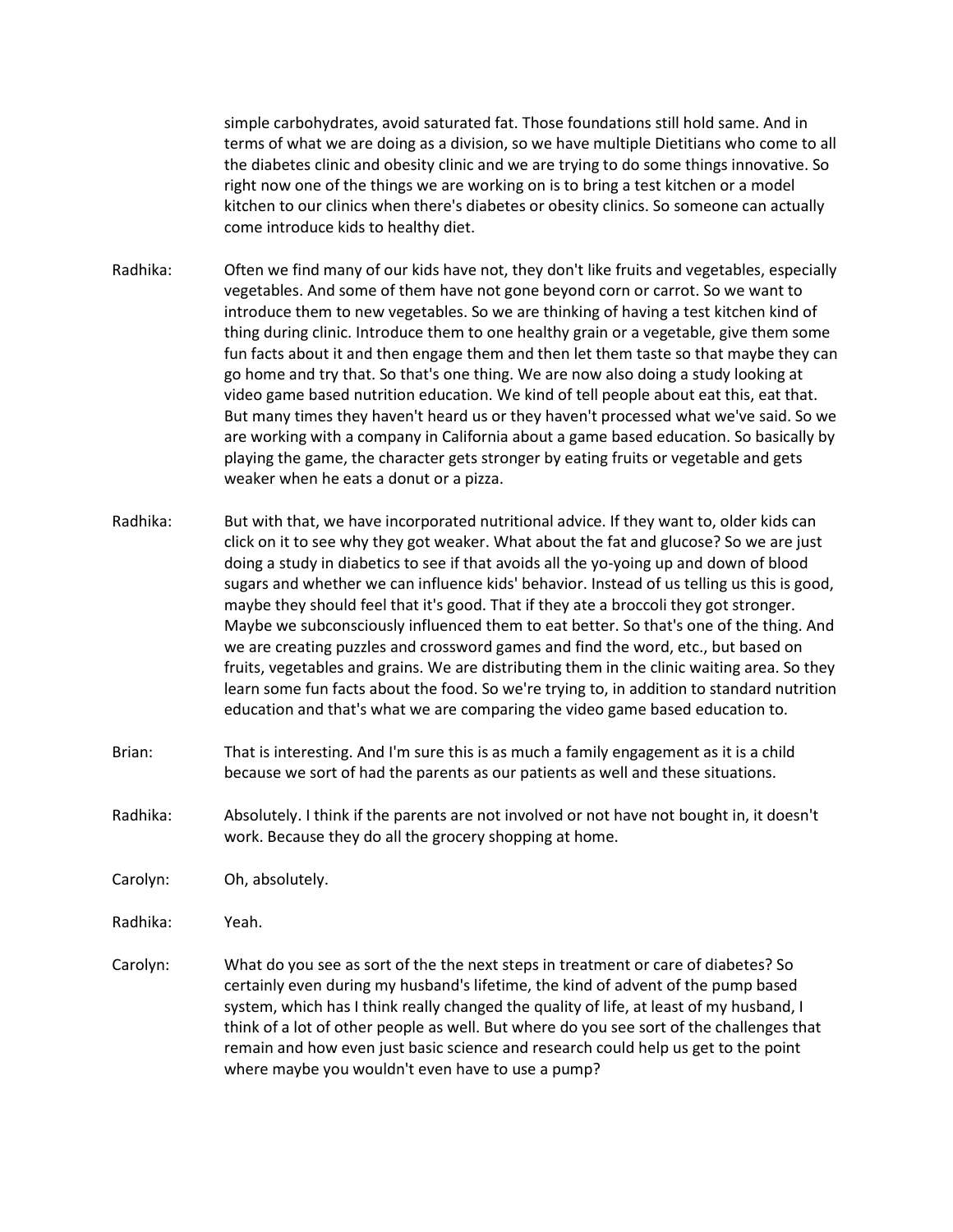simple carbohydrates, avoid saturated fat. Those foundations still hold same. And in terms of what we are doing as a division, so we have multiple Dietitians who come to all the diabetes clinic and obesity clinic and we are trying to do some things innovative. So right now one of the things we are working on is to bring a test kitchen or a model kitchen to our clinics when there's diabetes or obesity clinics. So someone can actually come introduce kids to healthy diet.

Radhika: Often we find many of our kids have not, they don't like fruits and vegetables, especially vegetables. And some of them have not gone beyond corn or carrot. So we want to introduce them to new vegetables. So we are thinking of having a test kitchen kind of thing during clinic. Introduce them to one healthy grain or a vegetable, give them some fun facts about it and then engage them and then let them taste so that maybe they can go home and try that. So that's one thing. We are now also doing a study looking at video game based nutrition education. We kind of tell people about eat this, eat that. But many times they haven't heard us or they haven't processed what we've said. So we are working with a company in California about a game based education. So basically by playing the game, the character gets stronger by eating fruits or vegetable and gets weaker when he eats a donut or a pizza.

Radhika: But with that, we have incorporated nutritional advice. If they want to, older kids can click on it to see why they got weaker. What about the fat and glucose? So we are just doing a study in diabetics to see if that avoids all the yo-yoing up and down of blood sugars and whether we can influence kids' behavior. Instead of us telling us this is good, maybe they should feel that it's good. That if they ate a broccoli they got stronger. Maybe we subconsciously influenced them to eat better. So that's one of the thing. And we are creating puzzles and crossword games and find the word, etc., but based on fruits, vegetables and grains. We are distributing them in the clinic waiting area. So they learn some fun facts about the food. So we're trying to, in addition to standard nutrition education and that's what we are comparing the video game based education to.

Brian: That is interesting. And I'm sure this is as much a family engagement as it is a child because we sort of had the parents as our patients as well and these situations.

Radhika: Absolutely. I think if the parents are not involved or not have not bought in, it doesn't work. Because they do all the grocery shopping at home.

Carolyn: Oh, absolutely.

Radhika: Yeah.

Carolyn: What do you see as sort of the the next steps in treatment or care of diabetes? So certainly even during my husband's lifetime, the kind of advent of the pump based system, which has I think really changed the quality of life, at least of my husband, I think of a lot of other people as well. But where do you see sort of the challenges that remain and how even just basic science and research could help us get to the point where maybe you wouldn't even have to use a pump?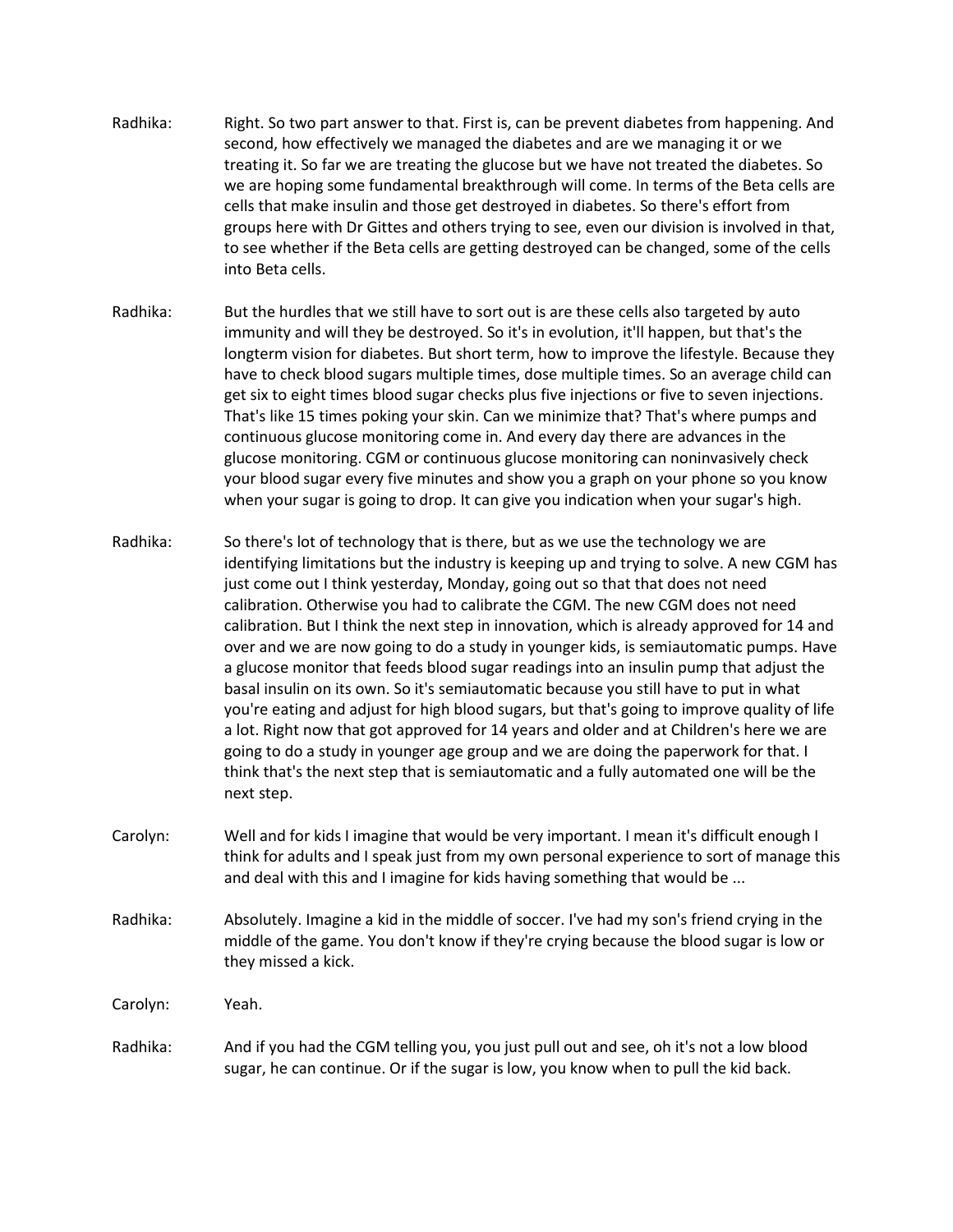Radhika: Right. So two part answer to that. First is, can be prevent diabetes from happening. And second, how effectively we managed the diabetes and are we managing it or we treating it. So far we are treating the glucose but we have not treated the diabetes. So we are hoping some fundamental breakthrough will come. In terms of the Beta cells are cells that make insulin and those get destroyed in diabetes. So there's effort from groups here with Dr Gittes and others trying to see, even our division is involved in that, to see whether if the Beta cells are getting destroyed can be changed, some of the cells into Beta cells.

Radhika: But the hurdles that we still have to sort out is are these cells also targeted by auto immunity and will they be destroyed. So it's in evolution, it'll happen, but that's the longterm vision for diabetes. But short term, how to improve the lifestyle. Because they have to check blood sugars multiple times, dose multiple times. So an average child can get six to eight times blood sugar checks plus five injections or five to seven injections. That's like 15 times poking your skin. Can we minimize that? That's where pumps and continuous glucose monitoring come in. And every day there are advances in the glucose monitoring. CGM or continuous glucose monitoring can noninvasively check your blood sugar every five minutes and show you a graph on your phone so you know when your sugar is going to drop. It can give you indication when your sugar's high.

Radhika: So there's lot of technology that is there, but as we use the technology we are identifying limitations but the industry is keeping up and trying to solve. A new CGM has just come out I think yesterday, Monday, going out so that that does not need calibration. Otherwise you had to calibrate the CGM. The new CGM does not need calibration. But I think the next step in innovation, which is already approved for 14 and over and we are now going to do a study in younger kids, is semiautomatic pumps. Have a glucose monitor that feeds blood sugar readings into an insulin pump that adjust the basal insulin on its own. So it's semiautomatic because you still have to put in what you're eating and adjust for high blood sugars, but that's going to improve quality of life a lot. Right now that got approved for 14 years and older and at Children's here we are going to do a study in younger age group and we are doing the paperwork for that. I think that's the next step that is semiautomatic and a fully automated one will be the next step.

Carolyn: Well and for kids I imagine that would be very important. I mean it's difficult enough I think for adults and I speak just from my own personal experience to sort of manage this and deal with this and I imagine for kids having something that would be ...

Radhika: Absolutely. Imagine a kid in the middle of soccer. I've had my son's friend crying in the middle of the game. You don't know if they're crying because the blood sugar is low or they missed a kick.

Carolyn: Yeah.

Radhika: And if you had the CGM telling you, you just pull out and see, oh it's not a low blood sugar, he can continue. Or if the sugar is low, you know when to pull the kid back.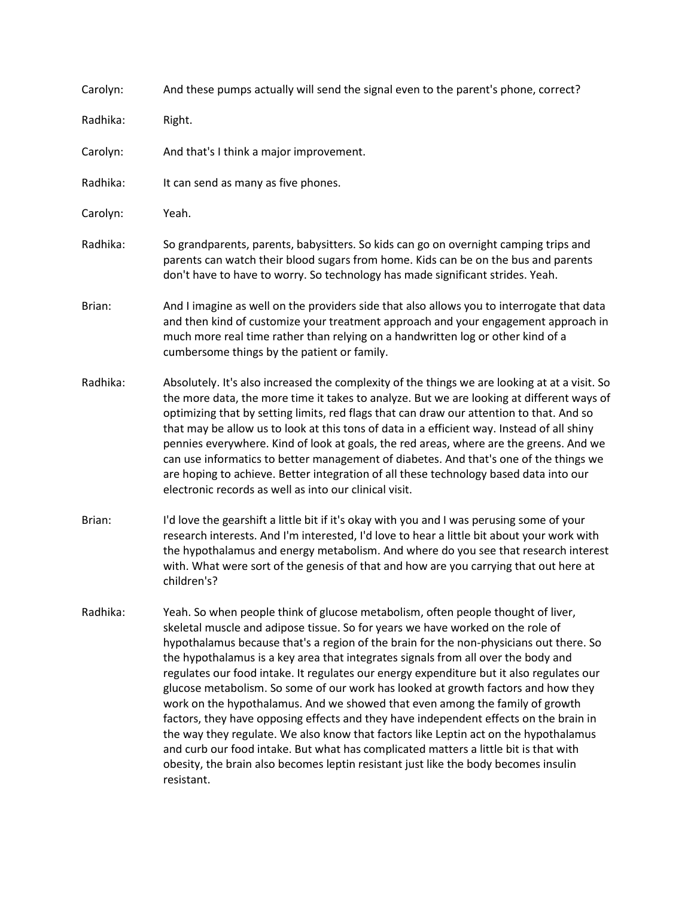Carolyn: And these pumps actually will send the signal even to the parent's phone, correct?

Radhika: Right.

Carolyn: And that's I think a major improvement.

Radhika: It can send as many as five phones.

Carolyn: Yeah.

Radhika: So grandparents, parents, babysitters. So kids can go on overnight camping trips and parents can watch their blood sugars from home. Kids can be on the bus and parents don't have to have to worry. So technology has made significant strides. Yeah.

Brian: And I imagine as well on the providers side that also allows you to interrogate that data and then kind of customize your treatment approach and your engagement approach in much more real time rather than relying on a handwritten log or other kind of a cumbersome things by the patient or family.

Radhika: Absolutely. It's also increased the complexity of the things we are looking at at a visit. So the more data, the more time it takes to analyze. But we are looking at different ways of optimizing that by setting limits, red flags that can draw our attention to that. And so that may be allow us to look at this tons of data in a efficient way. Instead of all shiny pennies everywhere. Kind of look at goals, the red areas, where are the greens. And we can use informatics to better management of diabetes. And that's one of the things we are hoping to achieve. Better integration of all these technology based data into our electronic records as well as into our clinical visit.

Brian: I'd love the gearshift a little bit if it's okay with you and I was perusing some of your research interests. And I'm interested, I'd love to hear a little bit about your work with the hypothalamus and energy metabolism. And where do you see that research interest with. What were sort of the genesis of that and how are you carrying that out here at children's?

Radhika: Yeah. So when people think of glucose metabolism, often people thought of liver, skeletal muscle and adipose tissue. So for years we have worked on the role of hypothalamus because that's a region of the brain for the non-physicians out there. So the hypothalamus is a key area that integrates signals from all over the body and regulates our food intake. It regulates our energy expenditure but it also regulates our glucose metabolism. So some of our work has looked at growth factors and how they work on the hypothalamus. And we showed that even among the family of growth factors, they have opposing effects and they have independent effects on the brain in the way they regulate. We also know that factors like Leptin act on the hypothalamus and curb our food intake. But what has complicated matters a little bit is that with obesity, the brain also becomes leptin resistant just like the body becomes insulin resistant.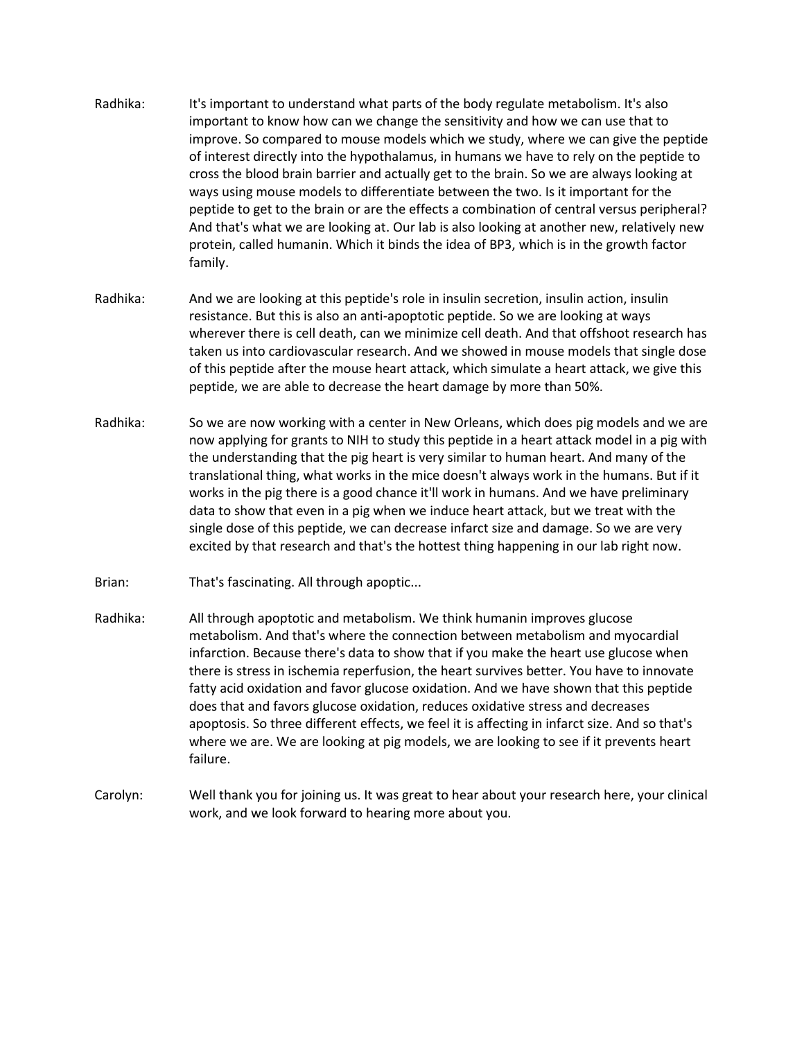Radhika: It's important to understand what parts of the body regulate metabolism. It's also important to know how can we change the sensitivity and how we can use that to improve. So compared to mouse models which we study, where we can give the peptide of interest directly into the hypothalamus, in humans we have to rely on the peptide to cross the blood brain barrier and actually get to the brain. So we are always looking at ways using mouse models to differentiate between the two. Is it important for the peptide to get to the brain or are the effects a combination of central versus peripheral? And that's what we are looking at. Our lab is also looking at another new, relatively new protein, called humanin. Which it binds the idea of BP3, which is in the growth factor family.

Radhika: And we are looking at this peptide's role in insulin secretion, insulin action, insulin resistance. But this is also an anti-apoptotic peptide. So we are looking at ways wherever there is cell death, can we minimize cell death. And that offshoot research has taken us into cardiovascular research. And we showed in mouse models that single dose of this peptide after the mouse heart attack, which simulate a heart attack, we give this peptide, we are able to decrease the heart damage by more than 50%.

Radhika: So we are now working with a center in New Orleans, which does pig models and we are now applying for grants to NIH to study this peptide in a heart attack model in a pig with the understanding that the pig heart is very similar to human heart. And many of the translational thing, what works in the mice doesn't always work in the humans. But if it works in the pig there is a good chance it'll work in humans. And we have preliminary data to show that even in a pig when we induce heart attack, but we treat with the single dose of this peptide, we can decrease infarct size and damage. So we are very excited by that research and that's the hottest thing happening in our lab right now.

Brian: That's fascinating. All through apoptic...

Radhika: All through apoptotic and metabolism. We think humanin improves glucose metabolism. And that's where the connection between metabolism and myocardial infarction. Because there's data to show that if you make the heart use glucose when there is stress in ischemia reperfusion, the heart survives better. You have to innovate fatty acid oxidation and favor glucose oxidation. And we have shown that this peptide does that and favors glucose oxidation, reduces oxidative stress and decreases apoptosis. So three different effects, we feel it is affecting in infarct size. And so that's where we are. We are looking at pig models, we are looking to see if it prevents heart failure.

Carolyn: Well thank you for joining us. It was great to hear about your research here, your clinical work, and we look forward to hearing more about you.